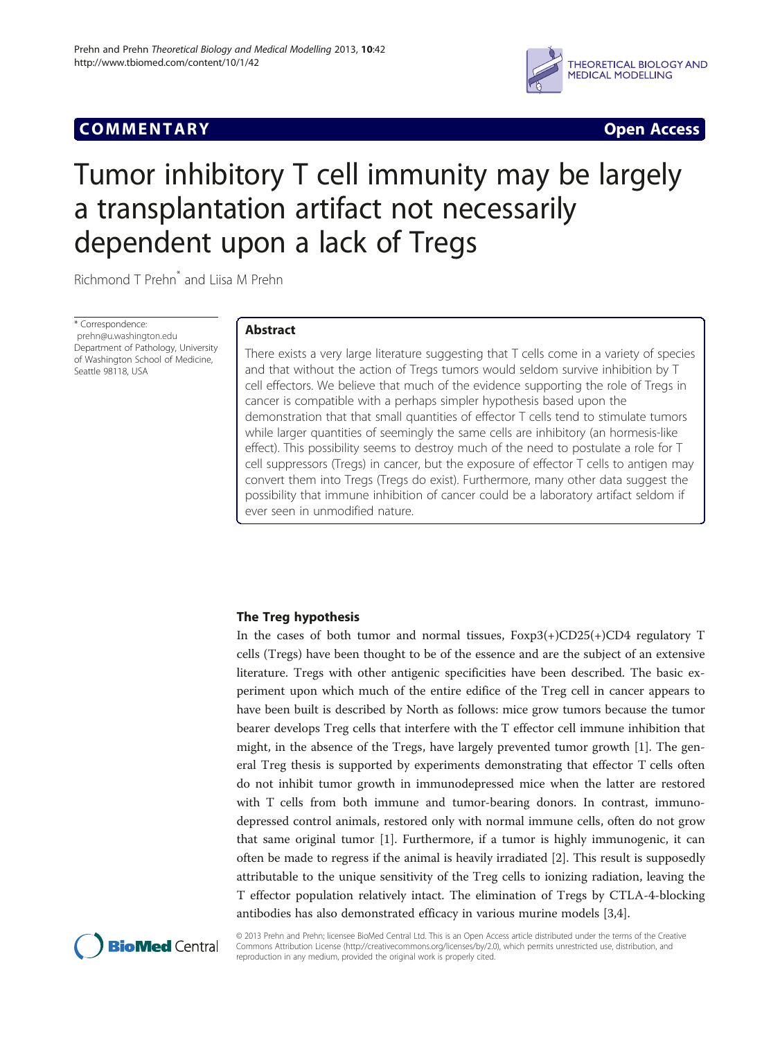COMMENTARY Open Access

# Tumor inhibitory T cell immunity may be largely a transplantation artifact not necessarily dependent upon a lack of Tregs

Richmond T Prehn* and Liisa M Prehn

* Correspondence: prehn@u.washington.edu
Department of Pathology, University of Washington School of Medicine, Seattle 98118, USA

## Abstract

There exists a very large literature suggesting that T cells come in a variety of species and that without the action of Tregs tumors would seldom survive inhibition by T cell effectors. We believe that much of the evidence supporting the role of Tregs in cancer is compatible with a perhaps simpler hypothesis based upon the demonstration that that small quantities of effector T cells tend to stimulate tumors while larger quantities of seemingly the same cells are inhibitory (an hormesis-like effect). This possibility seems to destroy much of the need to postulate a role for T cell suppressors (Tregs) in cancer, but the exposure of effector T cells to antigen may convert them into Tregs (Tregs do exist). Furthermore, many other data suggest the possibility that immune inhibition of cancer could be a laboratory artifact seldom if ever seen in unmodified nature.

## The Treg hypothesis

In the cases of both tumor and normal tissues, Foxp3(+)CD25(+)CD4 regulatory T cells (Tregs) have been thought to be of the essence and are the subject of an extensive literature. Tregs with other antigenic specificities have been described. The basic experiment upon which much of the entire edifice of the Treg cell in cancer appears to have been built is described by North as follows: mice grow tumors because the tumor bearer develops Treg cells that interfere with the T effector cell immune inhibition that might, in the absence of the Tregs, have largely prevented tumor growth [1]. The general Treg thesis is supported by experiments demonstrating that effector T cells often do not inhibit tumor growth in immunodepressed mice when the latter are restored with T cells from both immune and tumor-bearing donors. In contrast, immunodepressed control animals, restored only with normal immune cells, often do not grow that same original tumor [1]. Furthermore, if a tumor is highly immunogenic, it can often be made to regress if the animal is heavily irradiated [2]. This result is supposedly attributable to the unique sensitivity of the Treg cells to ionizing radiation, leaving the T effector population relatively intact. The elimination of Tregs by CTLA-4-blocking antibodies has also demonstrated efficacy in various murine models [3,4].

© 2013 Prehn and Prehn; licensee BioMed Central Ltd. This is an Open Access article distributed under the terms of the Creative Commons Attribution License (http://creativecommons.org/licenses/by/2.0), which permits unrestricted use, distribution, and reproduction in any medium, provided the original work is properly cited.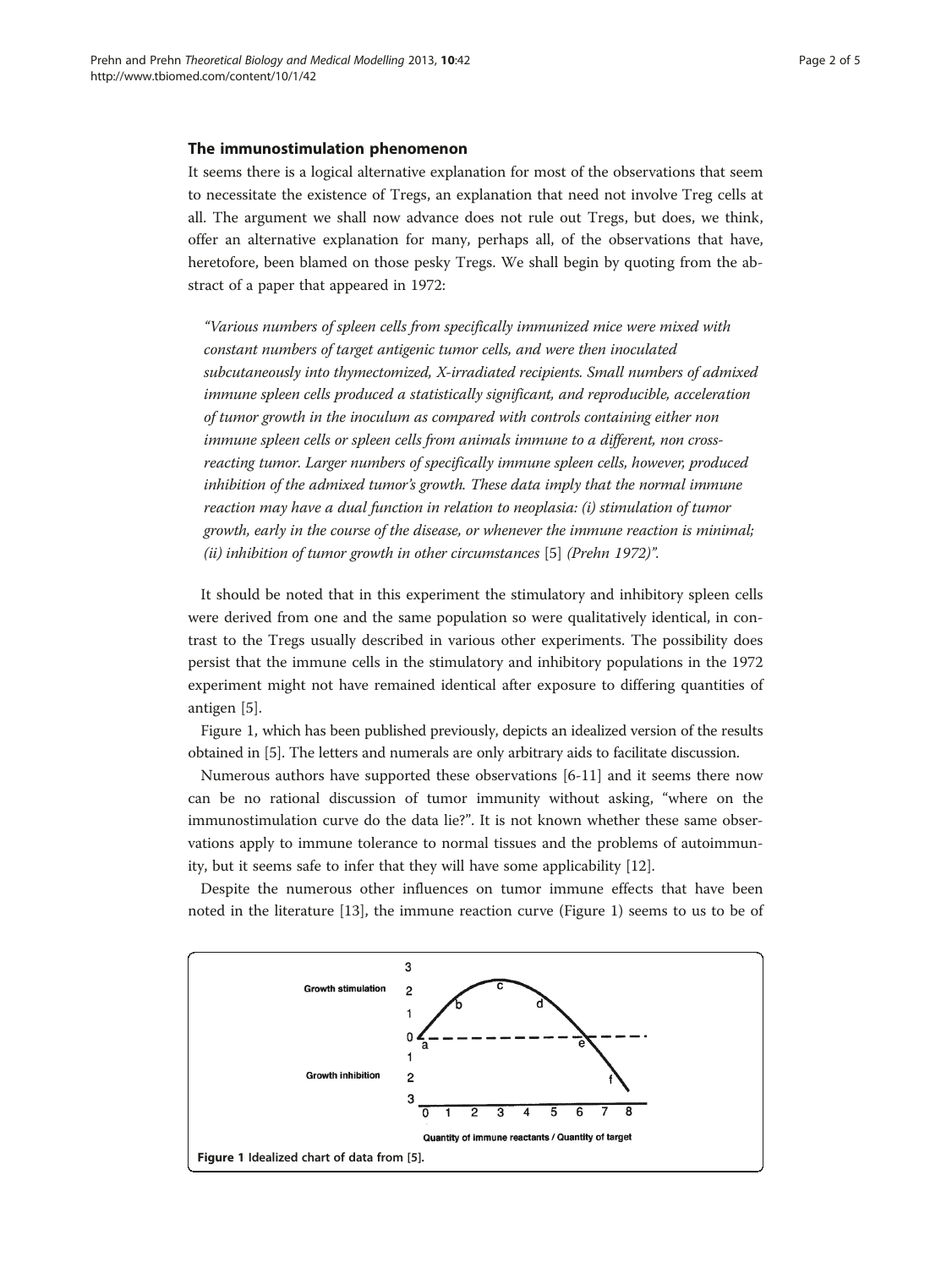### The immunostimulation phenomenon

It seems there is a logical alternative explanation for most of the observations that seem to necessitate the existence of Tregs, an explanation that need not involve Treg cells at all. The argument we shall now advance does not rule out Tregs, but does, we think, offer an alternative explanation for many, perhaps all, of the observations that have, heretofore, been blamed on those pesky Tregs. We shall begin by quoting from the abstract of a paper that appeared in 1972:

> *"Various numbers of spleen cells from specifically immunized mice were mixed with constant numbers of target antigenic tumor cells, and were then inoculated subcutaneously into thymectomized, X-irradiated recipients. Small numbers of admixed immune spleen cells produced a statistically significant, and reproducible, acceleration of tumor growth in the inoculum as compared with controls containing either non immune spleen cells or spleen cells from animals immune to a different, non cross-reacting tumor. Larger numbers of specifically immune spleen cells, however, produced inhibition of the admixed tumor's growth. These data imply that the normal immune reaction may have a dual function in relation to neoplasia: (i) stimulation of tumor growth, early in the course of the disease, or whenever the immune reaction is minimal; (ii) inhibition of tumor growth in other circumstances* [5] *(Prehn 1972)".*

It should be noted that in this experiment the stimulatory and inhibitory spleen cells were derived from one and the same population so were qualitatively identical, in contrast to the Tregs usually described in various other experiments. The possibility does persist that the immune cells in the stimulatory and inhibitory populations in the 1972 experiment might not have remained identical after exposure to differing quantities of antigen [5].

Figure 1, which has been published previously, depicts an idealized version of the results obtained in [5]. The letters and numerals are only arbitrary aids to facilitate discussion.

Numerous authors have supported these observations [6-11] and it seems there now can be no rational discussion of tumor immunity without asking, "where on the immunostimulation curve do the data lie?". It is not known whether these same observations apply to immune tolerance to normal tissues and the problems of autoimmunity, but it seems safe to infer that they will have some applicability [12].

Despite the numerous other influences on tumor immune effects that have been noted in the literature [13], the immune reaction curve (Figure 1) seems to us to be of

**Figure 1** Idealized chart of data from [5].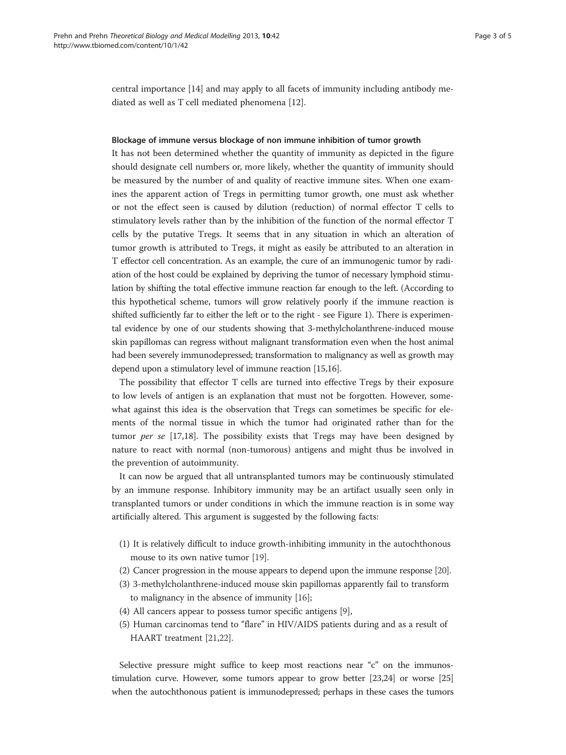central importance [14] and may apply to all facets of immunity including antibody mediated as well as T cell mediated phenomena [12].

### Blockage of immune versus blockage of non immune inhibition of tumor growth

It has not been determined whether the quantity of immunity as depicted in the figure should designate cell numbers or, more likely, whether the quantity of immunity should be measured by the number of and quality of reactive immune sites. When one examines the apparent action of Tregs in permitting tumor growth, one must ask whether or not the effect seen is caused by dilution (reduction) of normal effector T cells to stimulatory levels rather than by the inhibition of the function of the normal effector T cells by the putative Tregs. It seems that in any situation in which an alteration of tumor growth is attributed to Tregs, it might as easily be attributed to an alteration in T effector cell concentration. As an example, the cure of an immunogenic tumor by radiation of the host could be explained by depriving the tumor of necessary lymphoid stimulation by shifting the total effective immune reaction far enough to the left. (According to this hypothetical scheme, tumors will grow relatively poorly if the immune reaction is shifted sufficiently far to either the left or to the right - see Figure 1). There is experimental evidence by one of our students showing that 3-methylcholanthrene-induced mouse skin papillomas can regress without malignant transformation even when the host animal had been severely immunodepressed; transformation to malignancy as well as growth may depend upon a stimulatory level of immune reaction [15,16].

The possibility that effector T cells are turned into effective Tregs by their exposure to low levels of antigen is an explanation that must not be forgotten. However, somewhat against this idea is the observation that Tregs can sometimes be specific for elements of the normal tissue in which the tumor had originated rather than for the tumor *per se* [17,18]. The possibility exists that Tregs may have been designed by nature to react with normal (non-tumorous) antigens and might thus be involved in the prevention of autoimmunity.

It can now be argued that all untransplanted tumors may be continuously stimulated by an immune response. Inhibitory immunity may be an artifact usually seen only in transplanted tumors or under conditions in which the immune reaction is in some way artificially altered. This argument is suggested by the following facts:

(1) It is relatively difficult to induce growth-inhibiting immunity in the autochthonous mouse to its own native tumor [19].
(2) Cancer progression in the mouse appears to depend upon the immune response [20].
(3) 3-methylcholanthrene-induced mouse skin papillomas apparently fail to transform to malignancy in the absence of immunity [16];
(4) All cancers appear to possess tumor specific antigens [9],
(5) Human carcinomas tend to "flare" in HIV/AIDS patients during and as a result of HAART treatment [21,22].

Selective pressure might suffice to keep most reactions near "c" on the immunostimulation curve. However, some tumors appear to grow better [23,24] or worse [25] when the autochthonous patient is immunodepressed; perhaps in these cases the tumors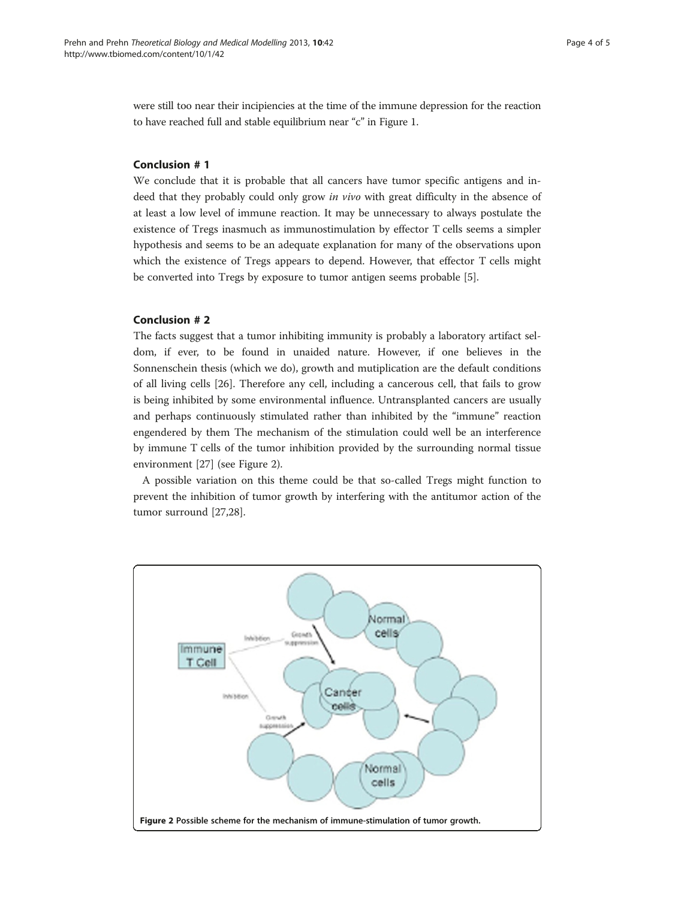were still too near their incipiencies at the time of the immune depression for the reaction to have reached full and stable equilibrium near "c" in Figure 1.

## Conclusion # 1

We conclude that it is probable that all cancers have tumor specific antigens and indeed that they probably could only grow *in vivo* with great difficulty in the absence of at least a low level of immune reaction. It may be unnecessary to always postulate the existence of Tregs inasmuch as immunostimulation by effector T cells seems a simpler hypothesis and seems to be an adequate explanation for many of the observations upon which the existence of Tregs appears to depend. However, that effector T cells might be converted into Tregs by exposure to tumor antigen seems probable [5].

## Conclusion # 2

The facts suggest that a tumor inhibiting immunity is probably a laboratory artifact seldom, if ever, to be found in unaided nature. However, if one believes in the Sonnenschein thesis (which we do), growth and mutiplication are the default conditions of all living cells [26]. Therefore any cell, including a cancerous cell, that fails to grow is being inhibited by some environmental influence. Untransplanted cancers are usually and perhaps continuously stimulated rather than inhibited by the "immune" reaction engendered by them The mechanism of the stimulation could well be an interference by immune T cells of the tumor inhibition provided by the surrounding normal tissue environment [27] (see Figure 2).

A possible variation on this theme could be that so-called Tregs might function to prevent the inhibition of tumor growth by interfering with the antitumor action of the tumor surround [27,28].

**Figure 2** Possible scheme for the mechanism of immune-stimulation of tumor growth.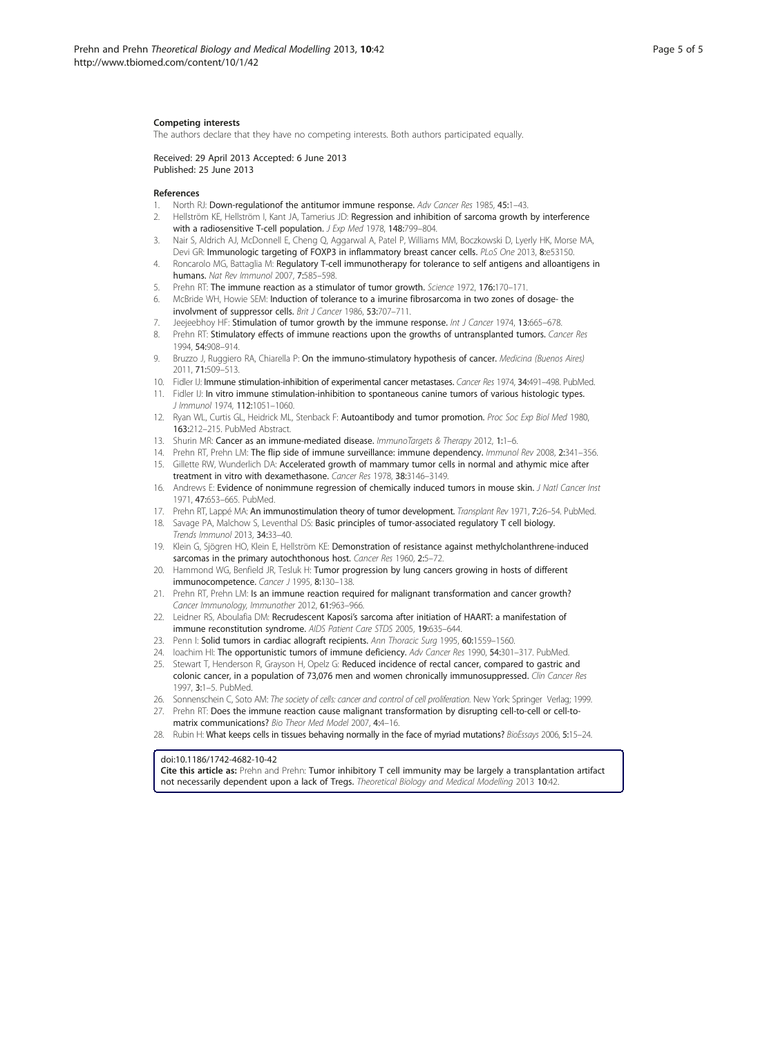**Competing interests**

The authors declare that they have no competing interests. Both authors participated equally.

Received: 29 April 2013 Accepted: 6 June 2013
Published: 25 June 2013

**References**

1. North RJ: **Down-regulationof the antitumor immune response.** *Adv Cancer Res* 1985, **45:**1–43.
2. Hellström KE, Hellström I, Kant JA, Tamerius JD: **Regression and inhibition of sarcoma growth by interference with a radiosensitive T-cell population.** *J Exp Med* 1978, **148:**799–804.
3. Nair S, Aldrich AJ, McDonnell E, Cheng Q, Aggarwal A, Patel P, Williams MM, Boczkowski D, Lyerly HK, Morse MA, Devi GR: **Immunologic targeting of FOXP3 in inflammatory breast cancer cells.** *PLoS One* 2013, **8:**e53150.
4. Roncarolo MG, Battaglia M: **Regulatory T-cell immunotherapy for tolerance to self antigens and alloantigens in humans.** *Nat Rev Immunol* 2007, **7:**585–598.
5. Prehn RT: **The immune reaction as a stimulator of tumor growth.** *Science* 1972, **176:**170–171.
6. McBride WH, Howie SEM: **Induction of tolerance to a imurine fibrosarcoma in two zones of dosage- the involvment of suppressor cells.** *Brit J Cancer* 1986, **53:**707–711.
7. Jeejeebhoy HF: **Stimulation of tumor growth by the immune response.** *Int J Cancer* 1974, **13:**665–678.
8. Prehn RT: **Stimulatory effects of immune reactions upon the growths of untransplanted tumors.** *Cancer Res* 1994, **54:**908–914.
9. Bruzzo J, Ruggiero RA, Chiarella P: **On the immuno-stimulatory hypothesis of cancer.** *Medicina (Buenos Aires)* 2011, **71:**509–513.
10. Fidler IJ: **Immune stimulation-inhibition of experimental cancer metastases.** *Cancer Res* 1974, **34:**491–498. PubMed.
11. Fidler IJ: **In vitro immune stimulation-inhibition to spontaneous canine tumors of various histologic types.** *J Immunol* 1974, **112:**1051–1060.
12. Ryan WL, Curtis GL, Heidrick ML, Stenback F: **Autoantibody and tumor promotion.** *Proc Soc Exp Biol Med* 1980, **163:**212–215. PubMed Abstract.
13. Shurin MR: **Cancer as an immune-mediated disease.** *ImmunoTargets & Therapy* 2012, **1:**1–6.
14. Prehn RT, Prehn LM: **The flip side of immune surveillance: immune dependency.** *Immunol Rev* 2008, **2:**341–356.
15. Gillette RW, Wunderlich DA: **Accelerated growth of mammary tumor cells in normal and athymic mice after treatment in vitro with dexamethasone.** *Cancer Res* 1978, **38:**3146–3149.
16. Andrews E: **Evidence of nonimmune regression of chemically induced tumors in mouse skin.** *J Natl Cancer Inst* 1971, **47:**653–665. PubMed.
17. Prehn RT, Lappé MA: **An immunostimulation theory of tumor development.** *Transplant Rev* 1971, **7:**26–54. PubMed.
18. Savage PA, Malchow S, Leventhal DS: **Basic principles of tumor-associated regulatory T cell biology.** *Trends Immunol* 2013, **34:**33–40.
19. Klein G, Sjögren HO, Klein E, Hellström KE: **Demonstration of resistance against methylcholanthrene-induced sarcomas in the primary autochthonous host.** *Cancer Res* 1960, **2:**5–72.
20. Hammond WG, Benfield JR, Tesluk H: **Tumor progression by lung cancers growing in hosts of different immunocompetence.** *Cancer J* 1995, **8:**130–138.
21. Prehn RT, Prehn LM: **Is an immune reaction required for malignant transformation and cancer growth?** *Cancer Immunology, Immunother* 2012, **61:**963–966.
22. Leidner RS, Aboulafia DM: **Recrudescent Kaposi's sarcoma after initiation of HAART: a manifestation of immune reconstitution syndrome.** *AIDS Patient Care STDS* 2005, **19:**635–644.
23. Penn I: **Solid tumors in cardiac allograft recipients.** *Ann Thoracic Surg* 1995, **60:**1559–1560.
24. Ioachim HI: **The opportunistic tumors of immune deficiency.** *Adv Cancer Res* 1990, **54:**301–317. PubMed.
25. Stewart T, Henderson R, Grayson H, Opelz G: **Reduced incidence of rectal cancer, compared to gastric and colonic cancer, in a population of 73,076 men and women chronically immunosuppressed.** *Clin Cancer Res* 1997, **3:**1–5. PubMed.
26. Sonnenschein C, Soto AM: *The society of cells: cancer and control of cell proliferation.* New York: Springer Verlag; 1999.
27. Prehn RT: **Does the immune reaction cause malignant transformation by disrupting cell-to-cell or cell-to-matrix communications?** *Bio Theor Med Model* 2007, **4:**4–16.
28. Rubin H: **What keeps cells in tissues behaving normally in the face of myriad mutations?** *BioEssays* 2006, **5:**15–24.

doi:10.1186/1742-4682-10-42

**Cite this article as:** Prehn and Prehn: **Tumor inhibitory T cell immunity may be largely a transplantation artifact not necessarily dependent upon a lack of Tregs.** *Theoretical Biology and Medical Modelling* 2013 **10**:42.